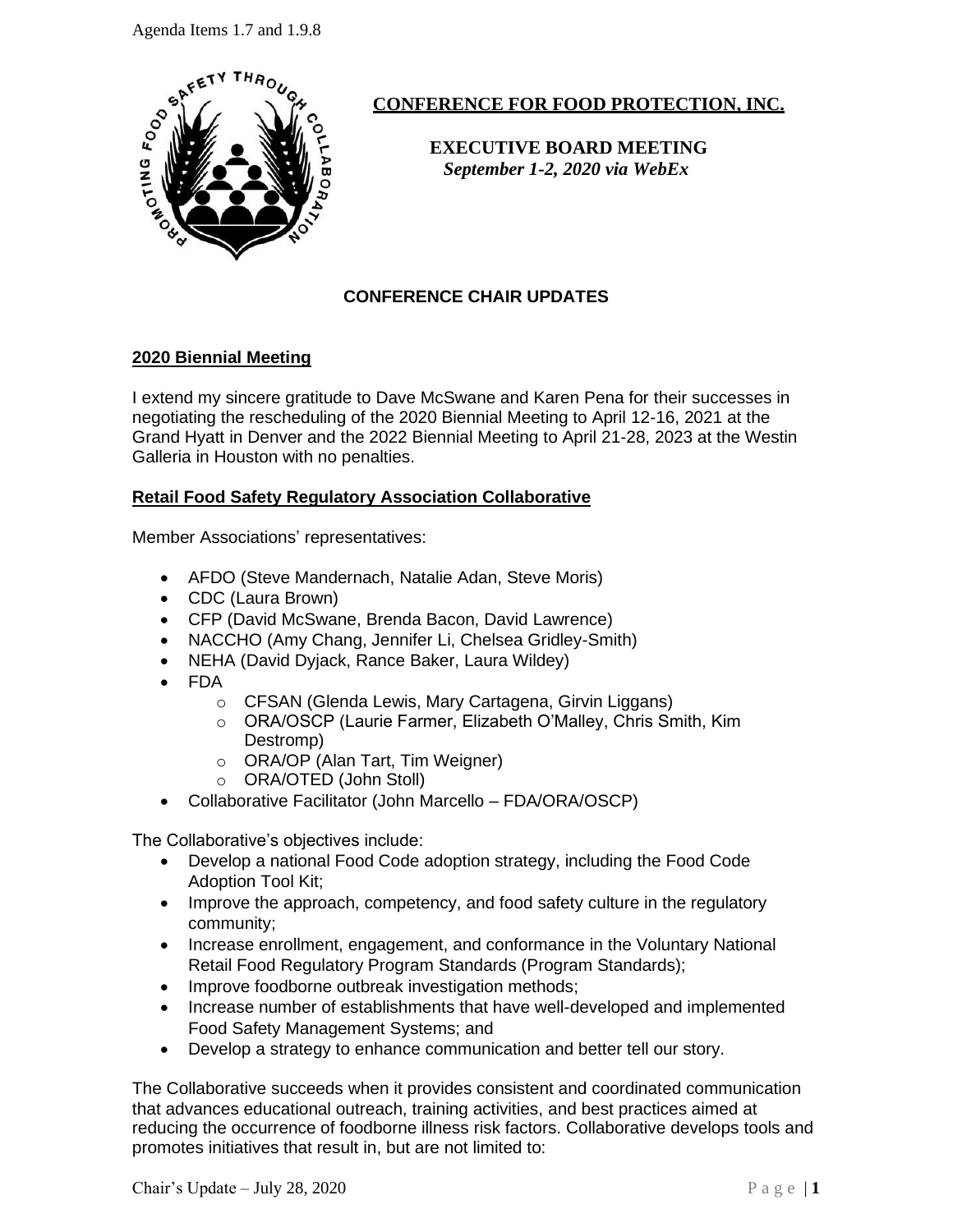Agenda Items 1.7 and 1.9.8

**CONFERENCE FOR FOOD PROTECTION, INC.**

**EXECUTIVE BOARD MEETING**
***September 1-2, 2020 via WebEx***

## CONFERENCE CHAIR UPDATES

### 2020 Biennial Meeting

I extend my sincere gratitude to Dave McSwane and Karen Pena for their successes in negotiating the rescheduling of the 2020 Biennial Meeting to April 12-16, 2021 at the Grand Hyatt in Denver and the 2022 Biennial Meeting to April 21-28, 2023 at the Westin Galleria in Houston with no penalties.

### Retail Food Safety Regulatory Association Collaborative

Member Associations' representatives:

- AFDO (Steve Mandernach, Natalie Adan, Steve Moris)
- CDC (Laura Brown)
- CFP (David McSwane, Brenda Bacon, David Lawrence)
- NACCHO (Amy Chang, Jennifer Li, Chelsea Gridley-Smith)
- NEHA (David Dyjack, Rance Baker, Laura Wildey)
- FDA
  - CFSAN (Glenda Lewis, Mary Cartagena, Girvin Liggans)
  - ORA/OSCP (Laurie Farmer, Elizabeth O'Malley, Chris Smith, Kim Destromp)
  - ORA/OP (Alan Tart, Tim Weigner)
  - ORA/OTED (John Stoll)
- Collaborative Facilitator (John Marcello – FDA/ORA/OSCP)

The Collaborative's objectives include:

- Develop a national Food Code adoption strategy, including the Food Code Adoption Tool Kit;
- Improve the approach, competency, and food safety culture in the regulatory community;
- Increase enrollment, engagement, and conformance in the Voluntary National Retail Food Regulatory Program Standards (Program Standards);
- Improve foodborne outbreak investigation methods;
- Increase number of establishments that have well-developed and implemented Food Safety Management Systems; and
- Develop a strategy to enhance communication and better tell our story.

The Collaborative succeeds when it provides consistent and coordinated communication that advances educational outreach, training activities, and best practices aimed at reducing the occurrence of foodborne illness risk factors. Collaborative develops tools and promotes initiatives that result in, but are not limited to: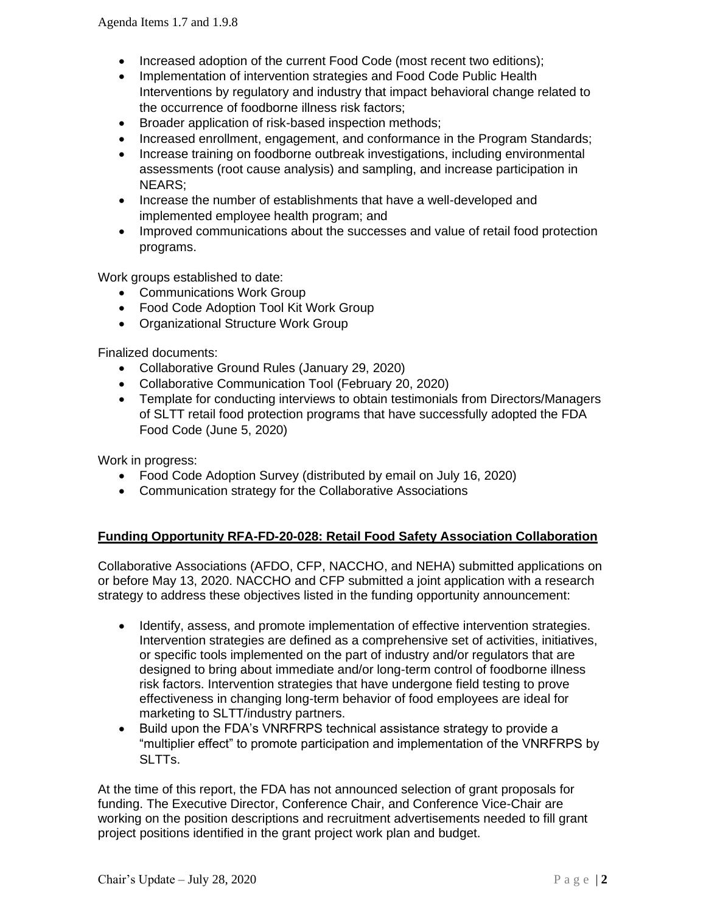- Increased adoption of the current Food Code (most recent two editions);
- Implementation of intervention strategies and Food Code Public Health Interventions by regulatory and industry that impact behavioral change related to the occurrence of foodborne illness risk factors;
- Broader application of risk-based inspection methods;
- Increased enrollment, engagement, and conformance in the Program Standards;
- Increase training on foodborne outbreak investigations, including environmental assessments (root cause analysis) and sampling, and increase participation in NEARS;
- Increase the number of establishments that have a well-developed and implemented employee health program; and
- Improved communications about the successes and value of retail food protection programs.

Work groups established to date:

- Communications Work Group
- Food Code Adoption Tool Kit Work Group
- Organizational Structure Work Group

Finalized documents:

- Collaborative Ground Rules (January 29, 2020)
- Collaborative Communication Tool (February 20, 2020)
- Template for conducting interviews to obtain testimonials from Directors/Managers of SLTT retail food protection programs that have successfully adopted the FDA Food Code (June 5, 2020)

Work in progress:

- Food Code Adoption Survey (distributed by email on July 16, 2020)
- Communication strategy for the Collaborative Associations

## Funding Opportunity RFA-FD-20-028: Retail Food Safety Association Collaboration

Collaborative Associations (AFDO, CFP, NACCHO, and NEHA) submitted applications on or before May 13, 2020. NACCHO and CFP submitted a joint application with a research strategy to address these objectives listed in the funding opportunity announcement:

- Identify, assess, and promote implementation of effective intervention strategies. Intervention strategies are defined as a comprehensive set of activities, initiatives, or specific tools implemented on the part of industry and/or regulators that are designed to bring about immediate and/or long-term control of foodborne illness risk factors. Intervention strategies that have undergone field testing to prove effectiveness in changing long-term behavior of food employees are ideal for marketing to SLTT/industry partners.
- Build upon the FDA's VNRFRPS technical assistance strategy to provide a "multiplier effect" to promote participation and implementation of the VNRFRPS by SLTTs.

At the time of this report, the FDA has not announced selection of grant proposals for funding. The Executive Director, Conference Chair, and Conference Vice-Chair are working on the position descriptions and recruitment advertisements needed to fill grant project positions identified in the grant project work plan and budget.